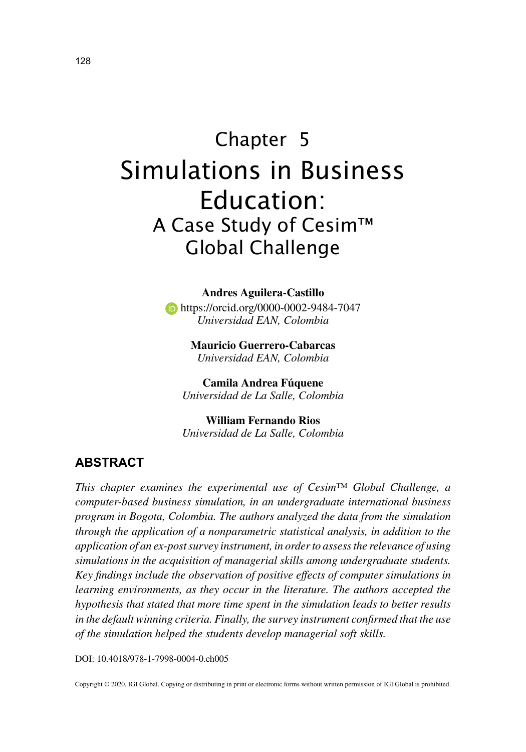# Chapter 5
# Simulations in Business Education:
## A Case Study of Cesim™ Global Challenge

**Andres Aguilera-Castillo**
https://orcid.org/0000-0002-9484-7047
*Universidad EAN, Colombia*

**Mauricio Guerrero-Cabarcas**
*Universidad EAN, Colombia*

**Camila Andrea Fúquene**
*Universidad de La Salle, Colombia*

**William Fernando Rios**
*Universidad de La Salle, Colombia*

## ABSTRACT

*This chapter examines the experimental use of Cesim™ Global Challenge, a computer-based business simulation, in an undergraduate international business program in Bogota, Colombia. The authors analyzed the data from the simulation through the application of a nonparametric statistical analysis, in addition to the application of an ex-post survey instrument, in order to assess the relevance of using simulations in the acquisition of managerial skills among undergraduate students. Key findings include the observation of positive effects of computer simulations in learning environments, as they occur in the literature. The authors accepted the hypothesis that stated that more time spent in the simulation leads to better results in the default winning criteria. Finally, the survey instrument confirmed that the use of the simulation helped the students develop managerial soft skills.*

DOI: 10.4018/978-1-7998-0004-0.ch005

Copyright © 2020, IGI Global. Copying or distributing in print or electronic forms without written permission of IGI Global is prohibited.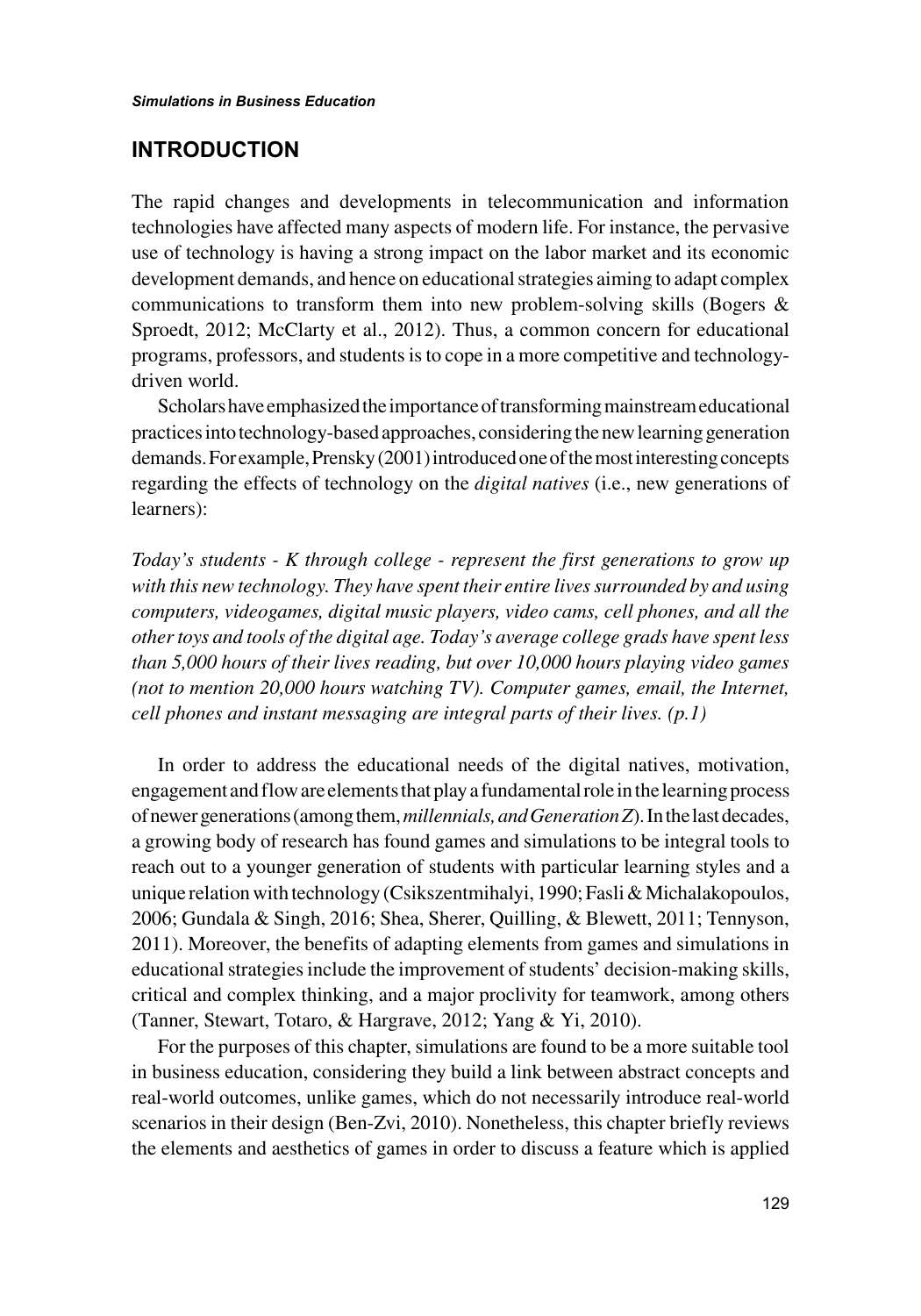## INTRODUCTION

The rapid changes and developments in telecommunication and information technologies have affected many aspects of modern life. For instance, the pervasive use of technology is having a strong impact on the labor market and its economic development demands, and hence on educational strategies aiming to adapt complex communications to transform them into new problem-solving skills (Bogers & Sproedt, 2012; McClarty et al., 2012). Thus, a common concern for educational programs, professors, and students is to cope in a more competitive and technology-driven world.

Scholars have emphasized the importance of transforming mainstream educational practices into technology-based approaches, considering the new learning generation demands. For example, Prensky (2001) introduced one of the most interesting concepts regarding the effects of technology on the *digital natives* (i.e., new generations of learners):

*Today's students - K through college - represent the first generations to grow up with this new technology. They have spent their entire lives surrounded by and using computers, videogames, digital music players, video cams, cell phones, and all the other toys and tools of the digital age. Today's average college grads have spent less than 5,000 hours of their lives reading, but over 10,000 hours playing video games (not to mention 20,000 hours watching TV). Computer games, email, the Internet, cell phones and instant messaging are integral parts of their lives. (p.1)*

In order to address the educational needs of the digital natives, motivation, engagement and flow are elements that play a fundamental role in the learning process of newer generations (among them, *millennials, and Generation Z*). In the last decades, a growing body of research has found games and simulations to be integral tools to reach out to a younger generation of students with particular learning styles and a unique relation with technology (Csikszentmihalyi, 1990; Fasli & Michalakopoulos, 2006; Gundala & Singh, 2016; Shea, Sherer, Quilling, & Blewett, 2011; Tennyson, 2011). Moreover, the benefits of adapting elements from games and simulations in educational strategies include the improvement of students' decision-making skills, critical and complex thinking, and a major proclivity for teamwork, among others (Tanner, Stewart, Totaro, & Hargrave, 2012; Yang & Yi, 2010).

For the purposes of this chapter, simulations are found to be a more suitable tool in business education, considering they build a link between abstract concepts and real-world outcomes, unlike games, which do not necessarily introduce real-world scenarios in their design (Ben-Zvi, 2010). Nonetheless, this chapter briefly reviews the elements and aesthetics of games in order to discuss a feature which is applied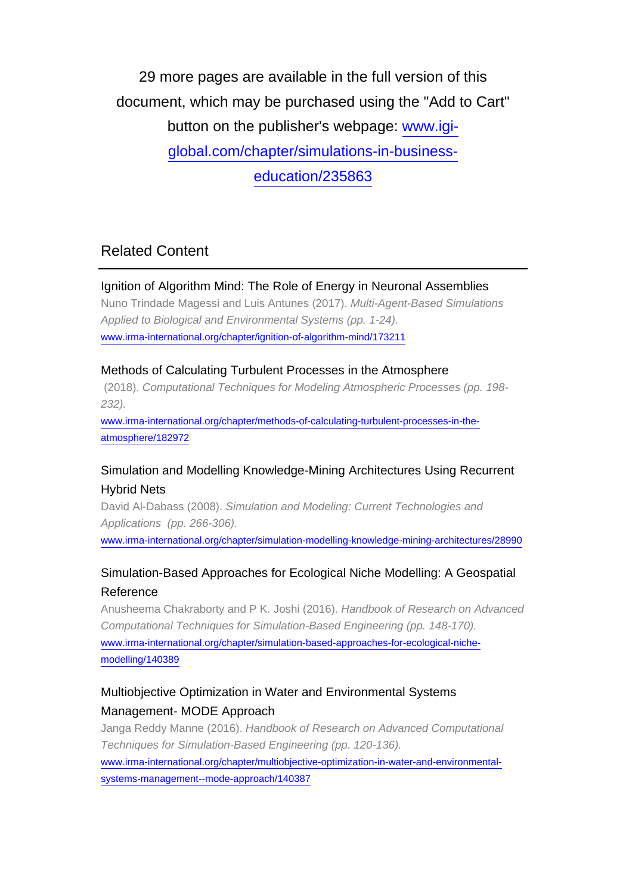29 more pages are available in the full version of this document, which may be purchased using the "Add to Cart" button on the publisher's webpage: www.igi-global.com/chapter/simulations-in-business-education/235863

## Related Content

### Ignition of Algorithm Mind: The Role of Energy in Neuronal Assemblies

Nuno Trindade Magessi and Luis Antunes (2017). *Multi-Agent-Based Simulations Applied to Biological and Environmental Systems (pp. 1-24).*

www.irma-international.org/chapter/ignition-of-algorithm-mind/173211

### Methods of Calculating Turbulent Processes in the Atmosphere

(2018). *Computational Techniques for Modeling Atmospheric Processes (pp. 198-232).*

www.irma-international.org/chapter/methods-of-calculating-turbulent-processes-in-the-atmosphere/182972

### Simulation and Modelling Knowledge-Mining Architectures Using Recurrent Hybrid Nets

David Al-Dabass (2008). *Simulation and Modeling: Current Technologies and Applications (pp. 266-306).*

www.irma-international.org/chapter/simulation-modelling-knowledge-mining-architectures/28990

### Simulation-Based Approaches for Ecological Niche Modelling: A Geospatial Reference

Anusheema Chakraborty and P K. Joshi (2016). *Handbook of Research on Advanced Computational Techniques for Simulation-Based Engineering (pp. 148-170).*

www.irma-international.org/chapter/simulation-based-approaches-for-ecological-niche-modelling/140389

### Multiobjective Optimization in Water and Environmental Systems Management- MODE Approach

Janga Reddy Manne (2016). *Handbook of Research on Advanced Computational Techniques for Simulation-Based Engineering (pp. 120-136).*

www.irma-international.org/chapter/multiobjective-optimization-in-water-and-environmental-systems-management--mode-approach/140387